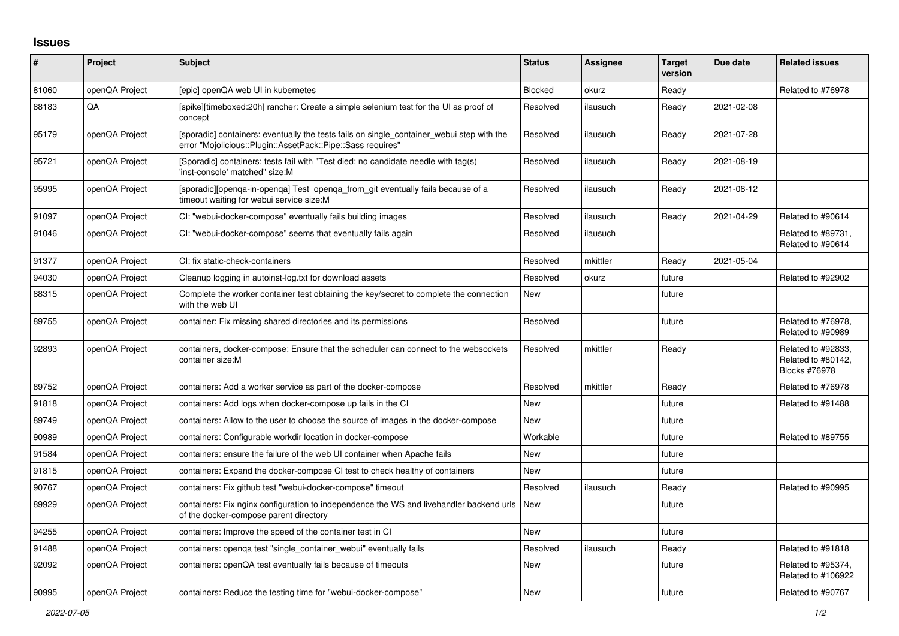# Issues

| # | Project | Subject | Status | Assignee | Target version | Due date | Related issues |
|---|---|---|---|---|---|---|---|
| 81060 | openQA Project | [epic] openQA web UI in kubernetes | Blocked | okurz | Ready | | Related to #76978 |
| 88183 | QA | [spike][timeboxed:20h] rancher: Create a simple selenium test for the UI as proof of concept | Resolved | ilausuch | Ready | 2021-02-08 | |
| 95179 | openQA Project | [sporadic] containers: eventually the tests fails on single_container_webui step with the error "Mojolicious::Plugin::AssetPack::Pipe::Sass requires" | Resolved | ilausuch | Ready | 2021-07-28 | |
| 95721 | openQA Project | [Sporadic] containers: tests fail with "Test died: no candidate needle with tag(s) 'inst-console' matched" size:M | Resolved | ilausuch | Ready | 2021-08-19 | |
| 95995 | openQA Project | [sporadic][openqa-in-openqa] Test openqa_from_git eventually fails because of a timeout waiting for webui service size:M | Resolved | ilausuch | Ready | 2021-08-12 | |
| 91097 | openQA Project | CI: "webui-docker-compose" eventually fails building images | Resolved | ilausuch | Ready | 2021-04-29 | Related to #90614 |
| 91046 | openQA Project | CI: "webui-docker-compose" seems that eventually fails again | Resolved | ilausuch | | | Related to #89731, Related to #90614 |
| 91377 | openQA Project | CI: fix static-check-containers | Resolved | mkittler | Ready | 2021-05-04 | |
| 94030 | openQA Project | Cleanup logging in autoinst-log.txt for download assets | Resolved | okurz | future | | Related to #92902 |
| 88315 | openQA Project | Complete the worker container test obtaining the key/secret to complete the connection with the web UI | New | | future | | |
| 89755 | openQA Project | container: Fix missing shared directories and its permissions | Resolved | | future | | Related to #76978, Related to #90989 |
| 92893 | openQA Project | containers, docker-compose: Ensure that the scheduler can connect to the websockets container size:M | Resolved | mkittler | Ready | | Related to #92833, Related to #80142, Blocks #76978 |
| 89752 | openQA Project | containers: Add a worker service as part of the docker-compose | Resolved | mkittler | Ready | | Related to #76978 |
| 91818 | openQA Project | containers: Add logs when docker-compose up fails in the CI | New | | future | | Related to #91488 |
| 89749 | openQA Project | containers: Allow to the user to choose the source of images in the docker-compose | New | | future | | |
| 90989 | openQA Project | containers: Configurable workdir location in docker-compose | Workable | | future | | Related to #89755 |
| 91584 | openQA Project | containers: ensure the failure of the web UI container when Apache fails | New | | future | | |
| 91815 | openQA Project | containers: Expand the docker-compose CI test to check healthy of containers | New | | future | | |
| 90767 | openQA Project | containers: Fix github test "webui-docker-compose" timeout | Resolved | ilausuch | Ready | | Related to #90995 |
| 89929 | openQA Project | containers: Fix nginx configuration to independence the WS and livehandler backend urls of the docker-compose parent directory | New | | future | | |
| 94255 | openQA Project | containers: Improve the speed of the container test in CI | New | | future | | |
| 91488 | openQA Project | containers: openqa test "single_container_webui" eventually fails | Resolved | ilausuch | Ready | | Related to #91818 |
| 92092 | openQA Project | containers: openQA test eventually fails because of timeouts | New | | future | | Related to #95374, Related to #106922 |
| 90995 | openQA Project | containers: Reduce the testing time for "webui-docker-compose" | New | | future | | Related to #90767 |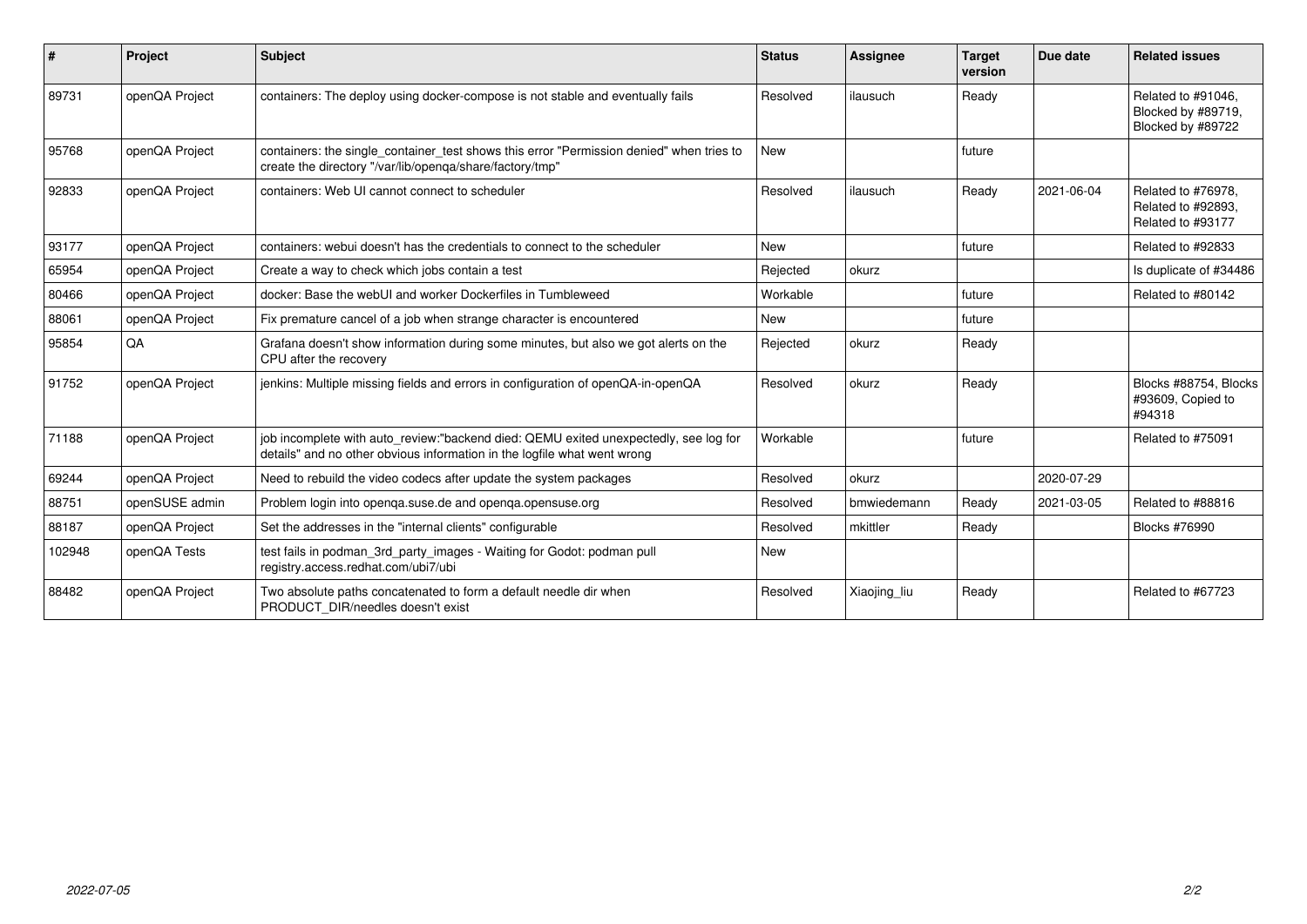| # | Project | Subject | Status | Assignee | Target version | Due date | Related issues |
| --- | --- | --- | --- | --- | --- | --- | --- |
| 89731 | openQA Project | containers: The deploy using docker-compose is not stable and eventually fails | Resolved | ilausuch | Ready | | Related to #91046, Blocked by #89719, Blocked by #89722 |
| 95768 | openQA Project | containers: the single_container_test shows this error "Permission denied" when tries to create the directory "/var/lib/openqa/share/factory/tmp" | New | | future | | |
| 92833 | openQA Project | containers: Web UI cannot connect to scheduler | Resolved | ilausuch | Ready | 2021-06-04 | Related to #76978, Related to #92893, Related to #93177 |
| 93177 | openQA Project | containers: webui doesn't has the credentials to connect to the scheduler | New | | future | | Related to #92833 |
| 65954 | openQA Project | Create a way to check which jobs contain a test | Rejected | okurz | | | Is duplicate of #34486 |
| 80466 | openQA Project | docker: Base the webUI and worker Dockerfiles in Tumbleweed | Workable | | future | | Related to #80142 |
| 88061 | openQA Project | Fix premature cancel of a job when strange character is encountered | New | | future | | |
| 95854 | QA | Grafana doesn't show information during some minutes, but also we got alerts on the CPU after the recovery | Rejected | okurz | Ready | | |
| 91752 | openQA Project | jenkins: Multiple missing fields and errors in configuration of openQA-in-openQA | Resolved | okurz | Ready | | Blocks #88754, Blocks #93609, Copied to #94318 |
| 71188 | openQA Project | job incomplete with auto_review:"backend died: QEMU exited unexpectedly, see log for details" and no other obvious information in the logfile what went wrong | Workable | | future | | Related to #75091 |
| 69244 | openQA Project | Need to rebuild the video codecs after update the system packages | Resolved | okurz | | 2020-07-29 | |
| 88751 | openSUSE admin | Problem login into openqa.suse.de and openqa.opensuse.org | Resolved | bmwiedemann | Ready | 2021-03-05 | Related to #88816 |
| 88187 | openQA Project | Set the addresses in the "internal clients" configurable | Resolved | mkittler | Ready | | Blocks #76990 |
| 102948 | openQA Tests | test fails in podman_3rd_party_images - Waiting for Godot: podman pull registry.access.redhat.com/ubi7/ubi | New | | | | |
| 88482 | openQA Project | Two absolute paths concatenated to form a default needle dir when PRODUCT_DIR/needles doesn't exist | Resolved | Xiaojing_liu | Ready | | Related to #67723 |